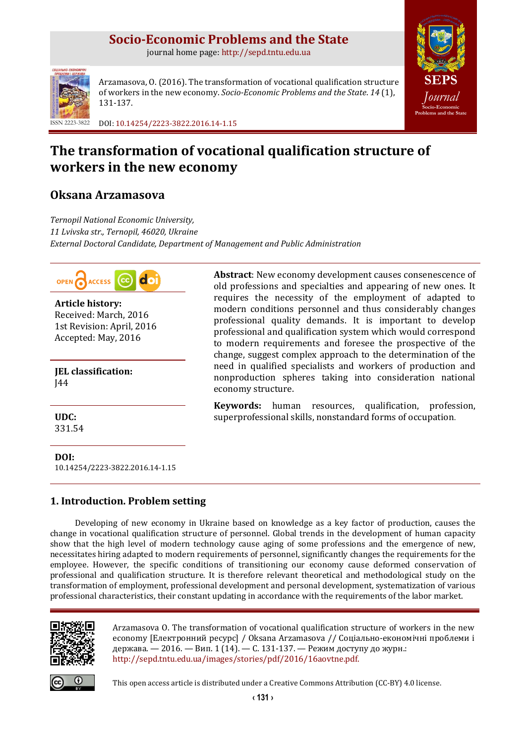# Socio-Economic Problems and the State

journal home page: http://sepd.tntu.edu.ua

Arzamasova, O. (2016). The transformation of vocational qualification structure of workers in the new economy. *Socio-Economic Problems and the State*. *14* (1), 131-137.

ISSN 2223-3822

DOI: 10.14254/2223-3822.2016.14-1.15

# The transformation of vocational qualification structure of workers in the new economy

## Oksana Arzamasova

*Ternopil National Economic University,*
*11 Lvivska str., Ternopil, 46020, Ukraine*
*External Doctoral Candidate, Department of Management and Public Administration*

**Article history:**
Received: March, 2016
1st Revision: April, 2016
Accepted: May, 2016

**JEL classification:**
J44

**UDC:**
331.54

**DOI:**
10.14254/2223-3822.2016.14-1.15

**Abstract**: New economy development causes consenescence of old professions and specialties and appearing of new ones. It requires the necessity of the employment of adapted to modern conditions personnel and thus considerably changes professional quality demands. It is important to develop professional and qualification system which would correspond to modern requirements and foresee the prospective of the change, suggest complex approach to the determination of the need in qualified specialists and workers of production and nonproduction spheres taking into consideration national economy structure.

**Keywords:** human resources, qualification, profession, superprofessional skills, nonstandard forms of occupation.

## 1. Introduction. Problem setting

Developing of new economy in Ukraine based on knowledge as a key factor of production, causes the change in vocational qualification structure of personnel. Global trends in the development of human capacity show that the high level of modern technology cause aging of some professions and the emergence of new, necessitates hiring adapted to modern requirements of personnel, significantly changes the requirements for the employee. However, the specific conditions of transitioning our economy cause deformed conservation of professional and qualification structure. It is therefore relevant theoretical and methodological study on the transformation of employment, professional development and personal development, systematization of various professional characteristics, their constant updating in accordance with the requirements of the labor market.

Arzamasova O. The transformation of vocational qualification structure of workers in the new economy [Електронний ресурс] / Oksana Arzamasova // Соціально-економічні проблеми і держава. — 2016. — Вип. 1 (14). — С. 131-137. — Режим доступу до журн.: http://sepd.tntu.edu.ua/images/stories/pdf/2016/16aovtne.pdf.

This open access article is distributed under a Creative Commons Attribution (CC-BY) 4.0 license.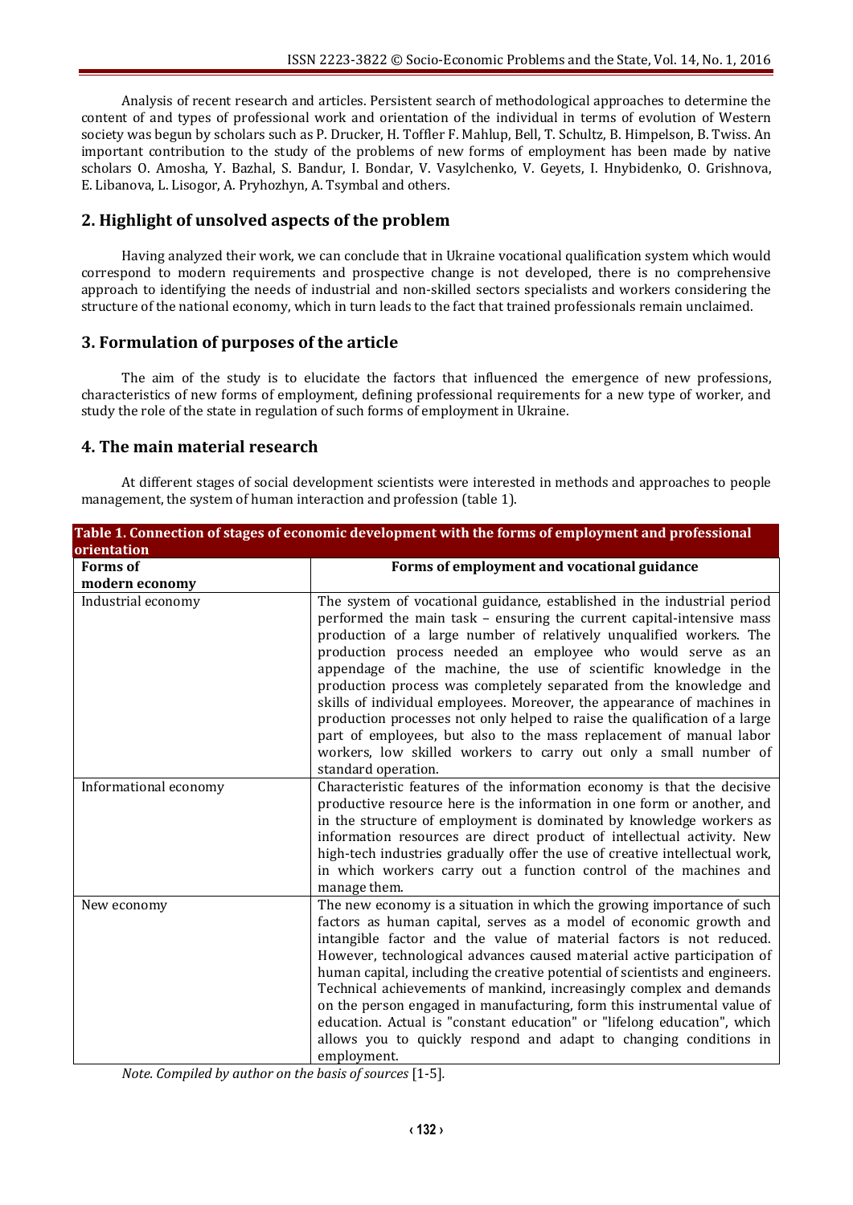Analysis of recent research and articles. Persistent search of methodological approaches to determine the content of and types of professional work and orientation of the individual in terms of evolution of Western society was begun by scholars such as P. Drucker, H. Toffler F. Mahlup, Bell, T. Schultz, B. Himpelson, B. Twiss. An important contribution to the study of the problems of new forms of employment has been made by native scholars O. Amosha, Y. Bazhal, S. Bandur, I. Bondar, V. Vasylchenko, V. Geyets, I. Hnybidenko, O. Grishnova, E. Libanova, L. Lisogor, A. Pryhozhyn, A. Tsymbal and others.

## 2. Highlight of unsolved aspects of the problem

Having analyzed their work, we can conclude that in Ukraine vocational qualification system which would correspond to modern requirements and prospective change is not developed, there is no comprehensive approach to identifying the needs of industrial and non-skilled sectors specialists and workers considering the structure of the national economy, which in turn leads to the fact that trained professionals remain unclaimed.

## 3. Formulation of purposes of the article

The aim of the study is to elucidate the factors that influenced the emergence of new professions, characteristics of new forms of employment, defining professional requirements for a new type of worker, and study the role of the state in regulation of such forms of employment in Ukraine.

## 4. The main material research

At different stages of social development scientists were interested in methods and approaches to people management, the system of human interaction and profession (table 1).

**Table 1. Connection of stages of economic development with the forms of employment and professional orientation**

| Forms of modern economy | Forms of employment and vocational guidance |
|---|---|
| Industrial economy | The system of vocational guidance, established in the industrial period performed the main task – ensuring the current capital-intensive mass production of a large number of relatively unqualified workers. The production process needed an employee who would serve as an appendage of the machine, the use of scientific knowledge in the production process was completely separated from the knowledge and skills of individual employees. Moreover, the appearance of machines in production processes not only helped to raise the qualification of a large part of employees, but also to the mass replacement of manual labor workers, low skilled workers to carry out only a small number of standard operation. |
| Informational economy | Characteristic features of the information economy is that the decisive productive resource here is the information in one form or another, and in the structure of employment is dominated by knowledge workers as information resources are direct product of intellectual activity. New high-tech industries gradually offer the use of creative intellectual work, in which workers carry out a function control of the machines and manage them. |
| New economy | The new economy is a situation in which the growing importance of such factors as human capital, serves as a model of economic growth and intangible factor and the value of material factors is not reduced. However, technological advances caused material active participation of human capital, including the creative potential of scientists and engineers. Technical achievements of mankind, increasingly complex and demands on the person engaged in manufacturing, form this instrumental value of education. Actual is "constant education" or "lifelong education", which allows you to quickly respond and adapt to changing conditions in employment. |

*Note. Compiled by author on the basis of sources* [1-5].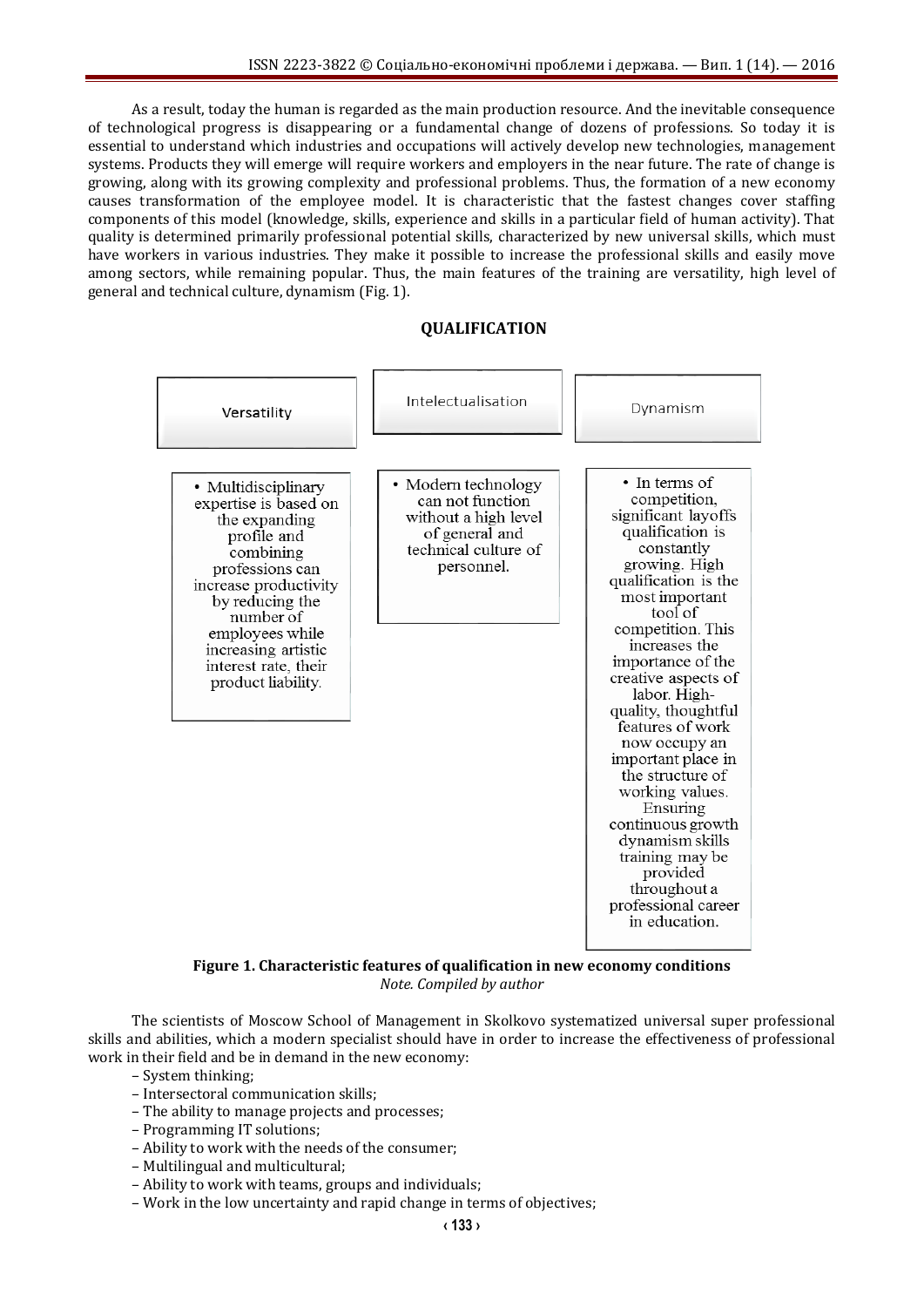As a result, today the human is regarded as the main production resource. And the inevitable consequence of technological progress is disappearing or a fundamental change of dozens of professions. So today it is essential to understand which industries and occupations will actively develop new technologies, management systems. Products they will emerge will require workers and employers in the near future. The rate of change is growing, along with its growing complexity and professional problems. Thus, the formation of a new economy causes transformation of the employee model. It is characteristic that the fastest changes cover staffing components of this model (knowledge, skills, experience and skills in a particular field of human activity). That quality is determined primarily professional potential skills, characterized by new universal skills, which must have workers in various industries. They make it possible to increase the professional skills and easily move among sectors, while remaining popular. Thus, the main features of the training are versatility, high level of general and technical culture, dynamism (Fig. 1).

**QUALIFICATION**

| Versatility | Intelectualisation | Dynamism |
|---|---|---|
| • Multidisciplinary expertise is based on the expanding profile and combining professions can increase productivity by reducing the number of employees while increasing artistic interest rate, their product liability. | • Modern technology can not function without a high level of general and technical culture of personnel. | • In terms of competition, significant layoffs qualification is constantly growing. High qualification is the most important tool of competition. This increases the importance of the creative aspects of labor. High-quality, thoughtful features of work now occupy an important place in the structure of working values. Ensuring continuous growth dynamism skills training may be provided throughout a professional career in education. |

**Figure 1. Characteristic features of qualification in new economy conditions**
*Note. Compiled by author*

The scientists of Moscow School of Management in Skolkovo systematized universal super professional skills and abilities, which a modern specialist should have in order to increase the effectiveness of professional work in their field and be in demand in the new economy:

– System thinking;
– Intersectoral communication skills;
– The ability to manage projects and processes;
– Programming IT solutions;
– Ability to work with the needs of the consumer;
– Multilingual and multicultural;
– Ability to work with teams, groups and individuals;
– Work in the low uncertainty and rapid change in terms of objectives;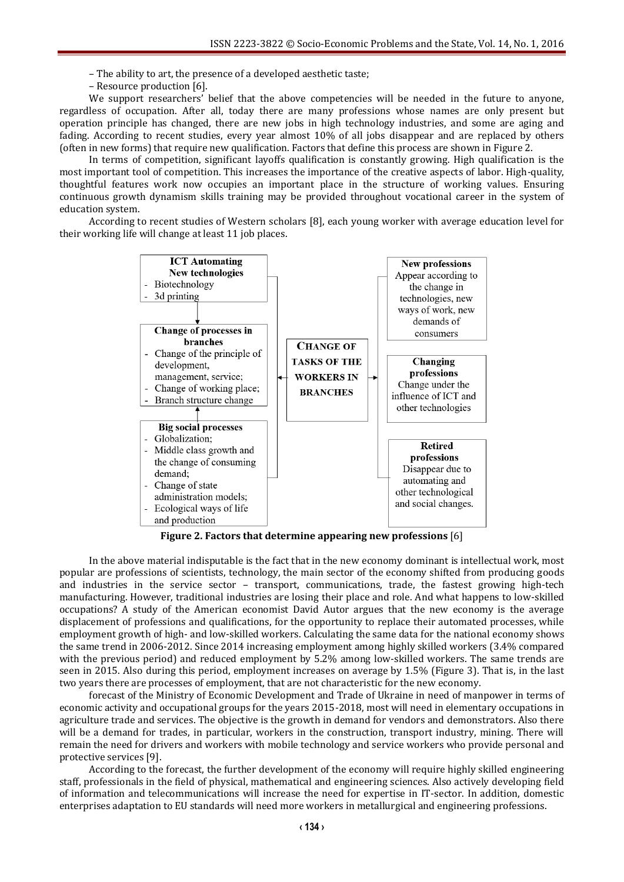– The ability to art, the presence of a developed aesthetic taste;

– Resource production [6].

We support researchers' belief that the above competencies will be needed in the future to anyone, regardless of occupation. After all, today there are many professions whose names are only present but operation principle has changed, there are new jobs in high technology industries, and some are aging and fading. According to recent studies, every year almost 10% of all jobs disappear and are replaced by others (often in new forms) that require new qualification. Factors that define this process are shown in Figure 2.

In terms of competition, significant layoffs qualification is constantly growing. High qualification is the most important tool of competition. This increases the importance of the creative aspects of labor. High-quality, thoughtful features work now occupies an important place in the structure of working values. Ensuring continuous growth dynamism skills training may be provided throughout vocational career in the system of education system.

According to recent studies of Western scholars [8], each young worker with average education level for their working life will change at least 11 job places.

**ICT Automating New technologies**
- Biotechnology
- 3d printing

**Change of processes in branches**
- Change of the principle of development, management, service;
- Change of working place;
- Branch structure change

**Big social processes**
- Globalization;
- Middle class growth and the change of consuming demand;
- Change of state administration models;
- Ecological ways of life and production

**CHANGE OF TASKS OF THE WORKERS IN BRANCHES**

**New professions** Appear according to the change in technologies, new ways of work, new demands of consumers

**Changing professions** Change under the influence of ICT and other technologies

**Retired professions** Disappear due to automating and other technological and social changes.

**Figure 2. Factors that determine appearing new professions** [6]

In the above material indisputable is the fact that in the new economy dominant is intellectual work, most popular are professions of scientists, technology, the main sector of the economy shifted from producing goods and industries in the service sector – transport, communications, trade, the fastest growing high-tech manufacturing. However, traditional industries are losing their place and role. And what happens to low-skilled occupations? A study of the American economist David Autor argues that the new economy is the average displacement of professions and qualifications, for the opportunity to replace their automated processes, while employment growth of high- and low-skilled workers. Calculating the same data for the national economy shows the same trend in 2006-2012. Since 2014 increasing employment among highly skilled workers (3.4% compared with the previous period) and reduced employment by 5.2% among low-skilled workers. The same trends are seen in 2015. Also during this period, employment increases on average by 1.5% (Figure 3). That is, in the last two years there are processes of employment, that are not characteristic for the new economy.

forecast of the Ministry of Economic Development and Trade of Ukraine in need of manpower in terms of economic activity and occupational groups for the years 2015-2018, most will need in elementary occupations in agriculture trade and services. The objective is the growth in demand for vendors and demonstrators. Also there will be a demand for trades, in particular, workers in the construction, transport industry, mining. There will remain the need for drivers and workers with mobile technology and service workers who provide personal and protective services [9].

According to the forecast, the further development of the economy will require highly skilled engineering staff, professionals in the field of physical, mathematical and engineering sciences. Also actively developing field of information and telecommunications will increase the need for expertise in IT-sector. In addition, domestic enterprises adaptation to EU standards will need more workers in metallurgical and engineering professions.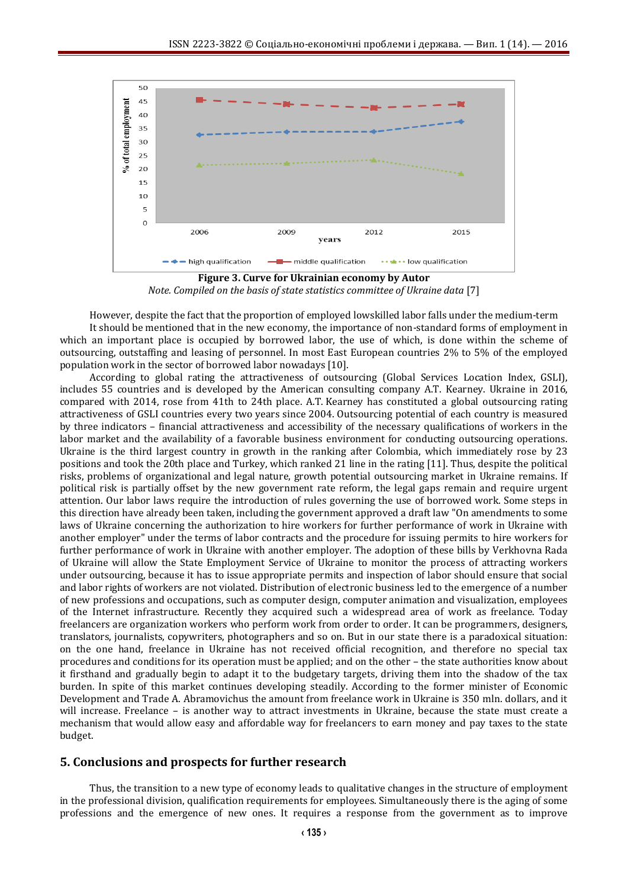**Figure 3. Curve for Ukrainian economy by Autor**

*Note. Compiled on the basis of state statistics committee of Ukraine data* [7]

However, despite the fact that the proportion of employed lowskilled labor falls under the medium-term

It should be mentioned that in the new economy, the importance of non-standard forms of employment in which an important place is occupied by borrowed labor, the use of which, is done within the scheme of outsourcing, outstaffing and leasing of personnel. In most East European countries 2% to 5% of the employed population work in the sector of borrowed labor nowadays [10].

According to global rating the attractiveness of outsourcing (Global Services Location Index, GSLI), includes 55 countries and is developed by the American consulting company A.T. Kearney. Ukraine in 2016, compared with 2014, rose from 41th to 24th place. A.T. Kearney has constituted a global outsourcing rating attractiveness of GSLI countries every two years since 2004. Outsourcing potential of each country is measured by three indicators – financial attractiveness and accessibility of the necessary qualifications of workers in the labor market and the availability of a favorable business environment for conducting outsourcing operations. Ukraine is the third largest country in growth in the ranking after Colombia, which immediately rose by 23 positions and took the 20th place and Turkey, which ranked 21 line in the rating [11]. Thus, despite the political risks, problems of organizational and legal nature, growth potential outsourcing market in Ukraine remains. If political risk is partially offset by the new government rate reform, the legal gaps remain and require urgent attention. Our labor laws require the introduction of rules governing the use of borrowed work. Some steps in this direction have already been taken, including the government approved a draft law "On amendments to some laws of Ukraine concerning the authorization to hire workers for further performance of work in Ukraine with another employer" under the terms of labor contracts and the procedure for issuing permits to hire workers for further performance of work in Ukraine with another employer. The adoption of these bills by Verkhovna Rada of Ukraine will allow the State Employment Service of Ukraine to monitor the process of attracting workers under outsourcing, because it has to issue appropriate permits and inspection of labor should ensure that social and labor rights of workers are not violated. Distribution of electronic business led to the emergence of a number of new professions and occupations, such as computer design, computer animation and visualization, employees of the Internet infrastructure. Recently they acquired such a widespread area of work as freelance. Today freelancers are organization workers who perform work from order to order. It can be programmers, designers, translators, journalists, copywriters, photographers and so on. But in our state there is a paradoxical situation: on the one hand, freelance in Ukraine has not received official recognition, and therefore no special tax procedures and conditions for its operation must be applied; and on the other – the state authorities know about it firsthand and gradually begin to adapt it to the budgetary targets, driving them into the shadow of the tax burden. In spite of this market continues developing steadily. According to the former minister of Economic Development and Trade A. Abramovichus the amount from freelance work in Ukraine is 350 mln. dollars, and it will increase. Freelance – is another way to attract investments in Ukraine, because the state must create a mechanism that would allow easy and affordable way for freelancers to earn money and pay taxes to the state budget.

## 5. Conclusions and prospects for further research

Thus, the transition to a new type of economy leads to qualitative changes in the structure of employment in the professional division, qualification requirements for employees. Simultaneously there is the aging of some professions and the emergence of new ones. It requires a response from the government as to improve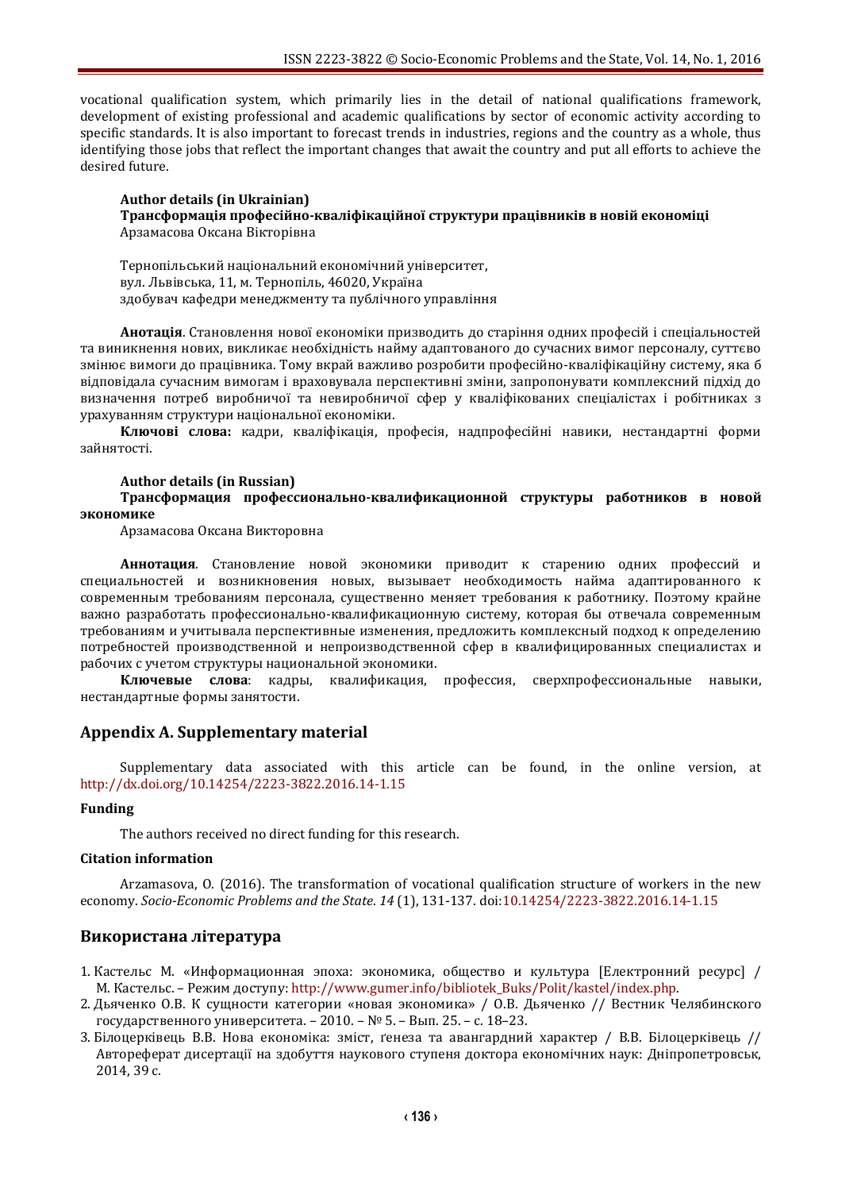vocational qualification system, which primarily lies in the detail of national qualifications framework, development of existing professional and academic qualifications by sector of economic activity according to specific standards. It is also important to forecast trends in industries, regions and the country as a whole, thus identifying those jobs that reflect the important changes that await the country and put all efforts to achieve the desired future.

**Author details (in Ukrainian)**

**Трансформація професійно-кваліфікаційної структури працівників в новій економіці**

Арзамасова Оксана Вікторівна

Тернопільський національний економічний університет,
вул. Львівська, 11, м. Тернопіль, 46020, Україна
здобувач кафедри менеджменту та публічного управління

**Анотація**. Становлення нової економіки призводить до старіння одних професій і спеціальностей та виникнення нових, викликає необхідність найму адаптованого до сучасних вимог персоналу, суттєво змінює вимоги до працівника. Тому вкрай важливо розробити професійно-кваліфікаційну систему, яка б відповідала сучасним вимогам і враховувала перспективні зміни, запропонувати комплексний підхід до визначення потреб виробничої та невиробничої сфер у кваліфікованих спеціалістах і робітниках з урахуванням структури національної економіки.

**Ключові слова:** кадри, кваліфікація, професія, надпрофесійні навики, нестандартні форми зайнятості.

**Author details (in Russian)**

**Трансформация профессионально-квалификационной структуры работников в новой экономике**

Арзамасова Оксана Викторовна

**Аннотация**. Становление новой экономики приводит к старению одних профессий и специальностей и возникновения новых, вызывает необходимость найма адаптированного к современным требованиям персонала, существенно меняет требования к работнику. Поэтому крайне важно разработать профессионально-квалификационную систему, которая бы отвечала современным требованиям и учитывала перспективные изменения, предложить комплексный подход к определению потребностей производственной и непроизводственной сфер в квалифицированных специалистах и рабочих с учетом структуры национальной экономики.

**Ключевые слова**: кадры, квалификация, профессия, сверхпрофессиональные навыки, нестандартные формы занятости.

## Appendix A. Supplementary material

Supplementary data associated with this article can be found, in the online version, at http://dx.doi.org/10.14254/2223-3822.2016.14-1.15

### Funding

The authors received no direct funding for this research.

### Citation information

Arzamasova, O. (2016). The transformation of vocational qualification structure of workers in the new economy. *Socio-Economic Problems and the State*. *14* (1), 131-137. doi:10.14254/2223-3822.2016.14-1.15

## Використана література

1. Кастельс М. «Информационная эпоха: экономика, общество и культура [Електронний ресурс] / М. Кастельс. – Режим доступу: http://www.gumer.info/bibliotek_Buks/Polit/kastel/index.php.
2. Дьяченко О.В. К сущности категории «новая экономика» / О.В. Дьяченко // Вестник Челябинского государственного университета. – 2010. – № 5. – Вып. 25. – с. 18–23.
3. Білоцерківець В.В. Нова економіка: зміст, ґенеза та авангардний характер / В.В. Білоцерківець // Автореферат дисертації на здобуття наукового ступеня доктора економічних наук: Дніпропетровськ, 2014, 39 с.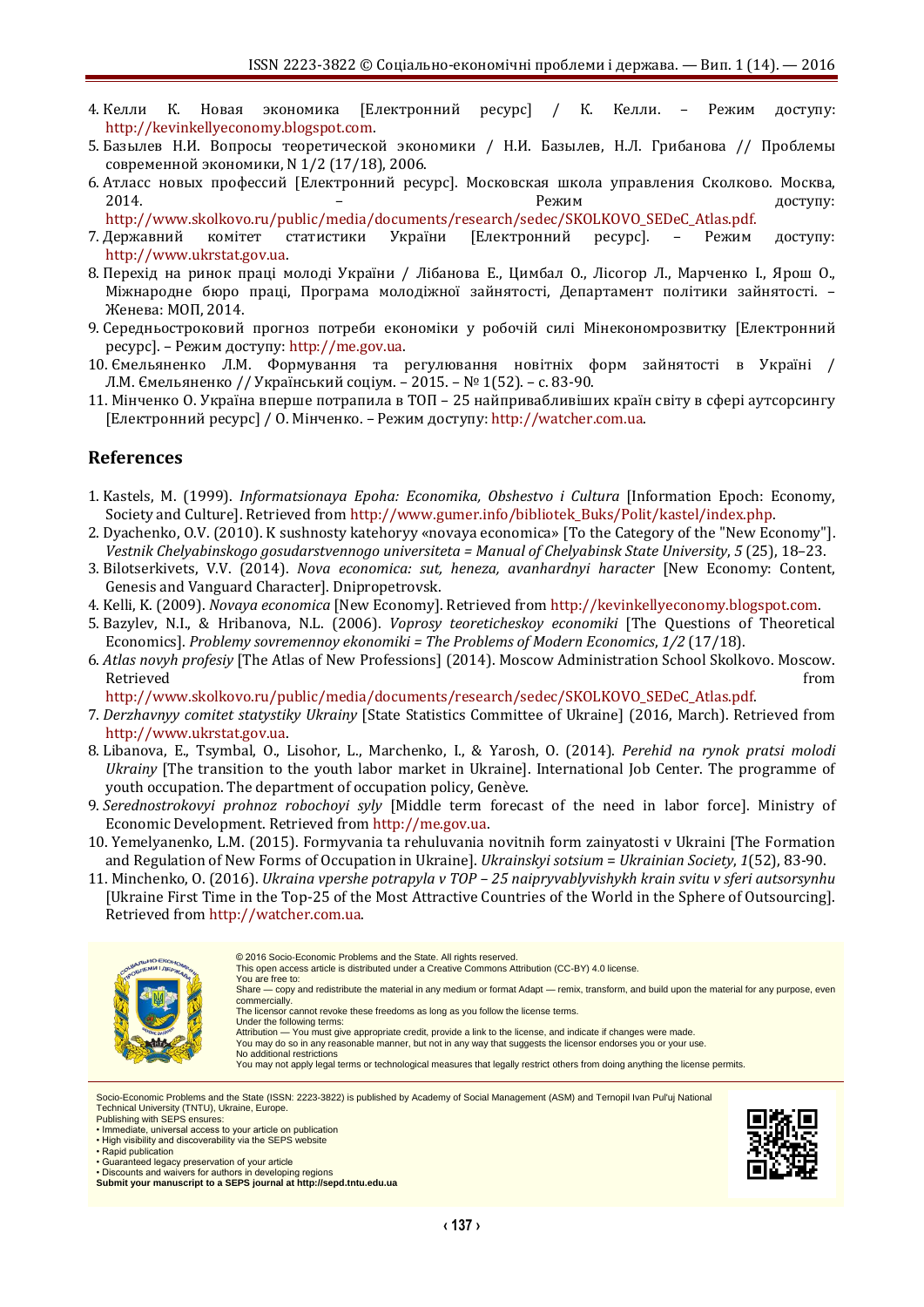4. Келли К. Новая экономика [Електронний ресурс] / К. Келли. – Режим доступу: http://kevinkellyeconomy.blogspot.com.
5. Базылев Н.И. Вопросы теоретической экономики / Н.И. Базылев, Н.Л. Грибанова // Проблемы современной экономики, N 1/2 (17/18), 2006.
6. Атласс новых профессий [Електронний ресурс]. Московская школа управления Сколково. Москва, 2014. – Режим доступу: http://www.skolkovo.ru/public/media/documents/research/sedec/SKOLKOVO_SEDeC_Atlas.pdf.
7. Державний комітет статистики України [Електронний ресурс]. – Режим доступу: http://www.ukrstat.gov.ua.
8. Перехід на ринок праці молоді України / Лібанова Е., Цимбал О., Лісогор Л., Марченко І., Ярош О., Міжнародне бюро праці, Програма молодіжної зайнятості, Департамент політики зайнятості. – Женева: МОП, 2014.
9. Середньостроковий прогноз потреби економіки у робочій силі Мінекономрозвитку [Електронний ресурс]. – Режим доступу: http://me.gov.ua.
10. Ємельяненко Л.М. Формування та регулювання новітніх форм зайнятості в Україні / Л.М. Ємельяненко // Український соціум. – 2015. – № 1(52). – с. 83-90.
11. Мінченко О. Україна вперше потрапила в ТОП – 25 найпривабливіших країн світу в сфері аутсорсингу [Електронний ресурс] / О. Мінченко. – Режим доступу: http://watcher.com.ua.

## References

1. Kastels, M. (1999). *Informatsionaya Epoha: Economika, Obshestvo i Cultura* [Information Epoch: Economy, Society and Culture]. Retrieved from http://www.gumer.info/bibliotek_Buks/Polit/kastel/index.php.
2. Dyachenko, O.V. (2010). K sushnosty katehoryy «novaya economica» [To the Category of the "New Economy"]. *Vestnik Chelyabinskogo gosudarstvennogo universiteta = Manual of Chelyabinsk State University*, *5* (25), 18–23.
3. Bilotserkivets, V.V. (2014). *Nova economica: sut, heneza, avanhardnyi haracter* [New Economy: Content, Genesis and Vanguard Character]. Dnipropetrovsk.
4. Kelli, K. (2009). *Novaya economica* [New Economy]. Retrieved from http://kevinkellyeconomy.blogspot.com.
5. Bazylev, N.I., & Hribanova, N.L. (2006). *Voprosy teoreticheskoy economiki* [The Questions of Theoretical Economics]. *Problemy sovremennoy ekonomiki = The Problems of Modern Economics*, *1/2* (17/18).
6. *Atlas novyh profesiy* [The Atlas of New Professions] (2014). Moscow Administration School Skolkovo. Moscow. Retrieved from http://www.skolkovo.ru/public/media/documents/research/sedec/SKOLKOVO_SEDeC_Atlas.pdf.
7. *Derzhavnyy comitet statystiky Ukrainy* [State Statistics Committee of Ukraine] (2016, March). Retrieved from http://www.ukrstat.gov.ua.
8. Libanova, E., Tsymbal, O., Lisohor, L., Marchenko, I., & Yarosh, O. (2014). *Perehid na rynok pratsi molodi Ukrainy* [The transition to the youth labor market in Ukraine]. International Job Center. The programme of youth occupation. The department of occupation policy, Genève.
9. *Serednostrokovyi prohnoz robochoyi syly* [Middle term forecast of the need in labor force]. Ministry of Economic Development. Retrieved from http://me.gov.ua.
10. Yemelyanenko, L.M. (2015). Formyvania ta rehuluvania novitnih form zainyatosti v Ukraini [The Formation and Regulation of New Forms of Occupation in Ukraine]. *Ukrainskyi sotsium = Ukrainian Society*, *1*(52), 83-90.
11. Minchenko, O. (2016). *Ukraina vpershe potrapyla v TOP – 25 naipryvablyvishykh krain svitu v sferi autsorsynhu* [Ukraine First Time in the Top-25 of the Most Attractive Countries of the World in the Sphere of Outsourcing]. Retrieved from http://watcher.com.ua.

© 2016 Socio-Economic Problems and the State. All rights reserved.
This open access article is distributed under a Creative Commons Attribution (CC-BY) 4.0 license.
You are free to:
Share — copy and redistribute the material in any medium or format Adapt — remix, transform, and build upon the material for any purpose, even commercially.
The licensor cannot revoke these freedoms as long as you follow the license terms.
Under the following terms:
Attribution — You must give appropriate credit, provide a link to the license, and indicate if changes were made.
You may do so in any reasonable manner, but not in any way that suggests the licensor endorses you or your use.
No additional restrictions
You may not apply legal terms or technological measures that legally restrict others from doing anything the license permits.

Socio-Economic Problems and the State (ISSN: 2223-3822) is published by Academy of Social Management (ASM) and Ternopil Ivan Pul'uj National Technical University (TNTU), Ukraine, Europe.
Publishing with SEPS ensures:
- Immediate, universal access to your article on publication
- High visibility and discoverability via the SEPS website
- Rapid publication
- Guaranteed legacy preservation of your article
- Discounts and waivers for authors in developing regions

**Submit your manuscript to a SEPS journal at http://sepd.tntu.edu.ua**